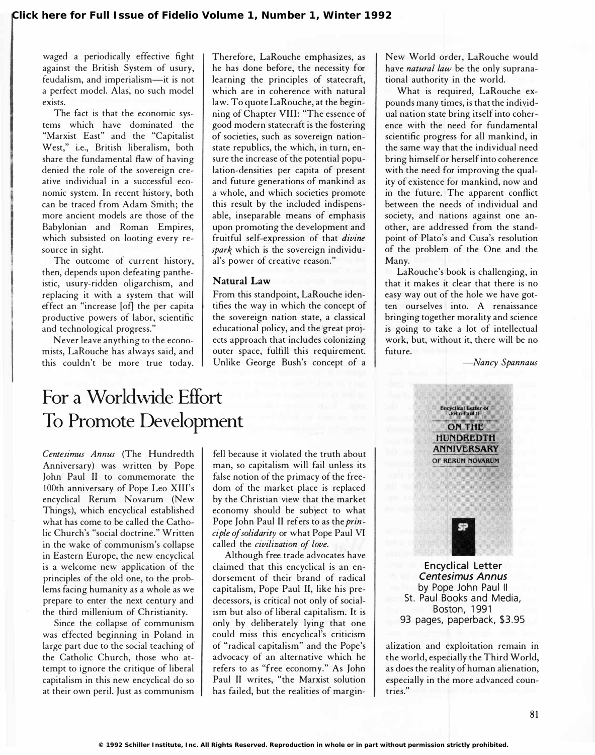waged a periodically effective fight against the British System of usury, feudalism, and imperialism—it is not a perfect model. Alas, no such model exists.

The fact is that the economic systems which have dominated the "Marxist East" and the "Capitalist West," i.e., British liberalism, both share the fundamental flaw of having denied the role of the sovereign creative individual in a successful economic system. In recent history, both can be traced from Adam Smith; the more ancient models are those of the Babylonian and Roman Empires, which subsisted on looting every resource in sight.

The outcome of current history, then, depends upon defeating pantheistic, usury-ridden oligarchism, and replacing it with a system that will effect an "increase [of] the per capita productive powers of labor, scientific and technological progress."

Never leave anything to the economists, LaRouche has always said, and this couldn't be more true today. Therefore, LaRouche emphasizes, as he has done before, the necessity for learning the principles of statecraft, which are in coherence with natural law. To quote LaRouche, at the beginning of Chapter VIII: "The essence of good modern statecraft is the fostering of societies, such as sovereign nation-state republics, the which, in turn, ensure the increase of the potential population-densities per capita of present and future generations of mankind as a whole, and which societies promote this result by the included indispensable, inseparable means of emphasis upon promoting the development and fruitful self-expression of that *divine spark* which is the sovereign individual's power of creative reason."

### Natural Law

From this standpoint, LaRouche identifies the way in which the concept of the sovereign nation state, a classical educational policy, and the great projects approach that includes colonizing outer space, fulfill this requirement. Unlike George Bush's concept of a New World order, LaRouche would have *natural law* be the only supranational authority in the world.

What is required, LaRouche expounds many times, is that the individual nation state bring itself into coherence with the need for fundamental scientific progress for all mankind, in the same way that the individual need bring himself or herself into coherence with the need for improving the quality of existence for mankind, now and in the future. The apparent conflict between the needs of individual and society, and nations against one another, are addressed from the standpoint of Plato's and Cusa's resolution of the problem of the One and the Many.

LaRouche's book is challenging, in that it makes it clear that there is no easy way out of the hole we have gotten ourselves into. A renaissance bringing together morality and science is going to take a lot of intellectual work, but, without it, there will be no future.

—*Nancy Spannaus*

## For a Worldwide Effort To Promote Development

*Centesimus Annus* (The Hundredth Anniversary) was written by Pope John Paul II to commemorate the 100th anniversary of Pope Leo XIII's encyclical Rerum Novarum (New Things), which encyclical established what has come to be called the Catholic Church's "social doctrine." Written in the wake of communism's collapse in Eastern Europe, the new encyclical is a welcome new application of the principles of the old one, to the problems facing humanity as a whole as we prepare to enter the next century and the third millenium of Christianity.

Since the collapse of communism was effected beginning in Poland in large part due to the social teaching of the Catholic Church, those who attempt to ignore the critique of liberal capitalism in this new encyclical do so at their own peril. Just as communism fell because it violated the truth about man, so capitalism will fail unless its false notion of the primacy of the freedom of the market place is replaced by the Christian view that the market economy should be subject to what Pope John Paul II refers to as the *principle of solidarity* or what Pope Paul VI called the *civilization of love*.

Although free trade advocates have claimed that this encyclical is an endorsement of their brand of radical capitalism, Pope Paul II, like his predecessors, is critical not only of socialism but also of liberal capitalism. It is only by deliberately lying that one could miss this encyclical's criticism of "radical capitalism" and the Pope's advocacy of an alternative which he refers to as "free economy." As John Paul II writes, "the Marxist solution has failed, but the realities of marginalization and exploitation remain in the world, especially the Third World, as does the reality of human alienation, especially in the more advanced countries."

Encyclical Letter
*Centesimus Annus*
by Pope John Paul II
St. Paul Books and Media, Boston, 1991
93 pages, paperback, $3.95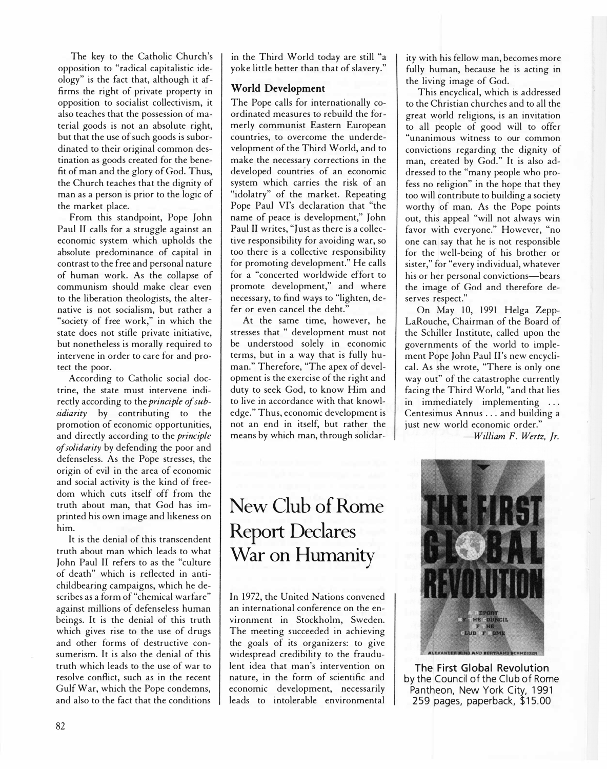The key to the Catholic Church's opposition to "radical capitalistic ideology" is the fact that, although it affirms the right of private property in opposition to socialist collectivism, it also teaches that the possession of material goods is not an absolute right, but that the use of such goods is subordinated to their original common destination as goods created for the benefit of man and the glory of God. Thus, the Church teaches that the dignity of man as a person is prior to the logic of the market place.

From this standpoint, Pope John Paul II calls for a struggle against an economic system which upholds the absolute predominance of capital in contrast to the free and personal nature of human work. As the collapse of communism should make clear even to the liberation theologists, the alternative is not socialism, but rather a "society of free work," in which the state does not stifle private initiative, but nonetheless is morally required to intervene in order to care for and protect the poor.

According to Catholic social doctrine, the state must intervene indirectly according to the *principle of subsidiarity* by contributing to the promotion of economic opportunities, and directly according to the *principle of solidarity* by defending the poor and defenseless. As the Pope stresses, the origin of evil in the area of economic and social activity is the kind of freedom which cuts itself off from the truth about man, that God has imprinted his own image and likeness on him.

It is the denial of this transcendent truth about man which leads to what John Paul II refers to as the "culture of death" which is reflected in anti-childbearing campaigns, which he describes as a form of "chemical warfare" against millions of defenseless human beings. It is the denial of this truth which gives rise to the use of drugs and other forms of destructive consumerism. It is also the denial of this truth which leads to the use of war to resolve conflict, such as in the recent Gulf War, which the Pope condemns, and also to the fact that the conditions in the Third World today are still "a yoke little better than that of slavery."

### World Development

The Pope calls for internationally coordinated measures to rebuild the formerly communist Eastern European countries, to overcome the underdevelopment of the Third World, and to make the necessary corrections in the developed countries of an economic system which carries the risk of an "idolatry" of the market. Repeating Pope Paul VI's declaration that "the name of peace is development," John Paul II writes, "Just as there is a collective responsibility for avoiding war, so too there is a collective responsibility for promoting development." He calls for a "concerted worldwide effort to promote development," and where necessary, to find ways to "lighten, defer or even cancel the debt."

At the same time, however, he stresses that " development must not be understood solely in economic terms, but in a way that is fully human." Therefore, "The apex of development is the exercise of the right and duty to seek God, to know Him and to live in accordance with that knowledge." Thus, economic development is not an end in itself, but rather the means by which man, through solidarity with his fellow man, becomes more fully human, because he is acting in the living image of God.

This encyclical, which is addressed to the Christian churches and to all the great world religions, is an invitation to all people of good will to offer "unanimous witness to our common convictions regarding the dignity of man, created by God." It is also addressed to the "many people who profess no religion" in the hope that they too will contribute to building a society worthy of man. As the Pope points out, this appeal "will not always win favor with everyone." However, "no one can say that he is not responsible for the well-being of his brother or sister," for "every individual, whatever his or her personal convictions—bears the image of God and therefore deserves respect."

On May 10, 1991 Helga Zepp-LaRouche, Chairman of the Board of the Schiller Institute, called upon the governments of the world to implement Pope John Paul II's new encyclical. As she wrote, "There is only one way out" of the catastrophe currently facing the Third World, "and that lies in immediately implementing . . . Centesimus Annus . . . and building a just new world economic order."

—*William F. Wertz, Jr.*

# New Club of Rome Report Declares War on Humanity

In 1972, the United Nations convened an international conference on the environment in Stockholm, Sweden. The meeting succeeded in achieving the goals of its organizers: to give widespread credibility to the fraudulent idea that man's intervention on nature, in the form of scientific and economic development, necessarily leads to intolerable environmental

**The First Global Revolution**
by the Council of the Club of Rome
Pantheon, New York City, 1991
259 pages, paperback, $15.00